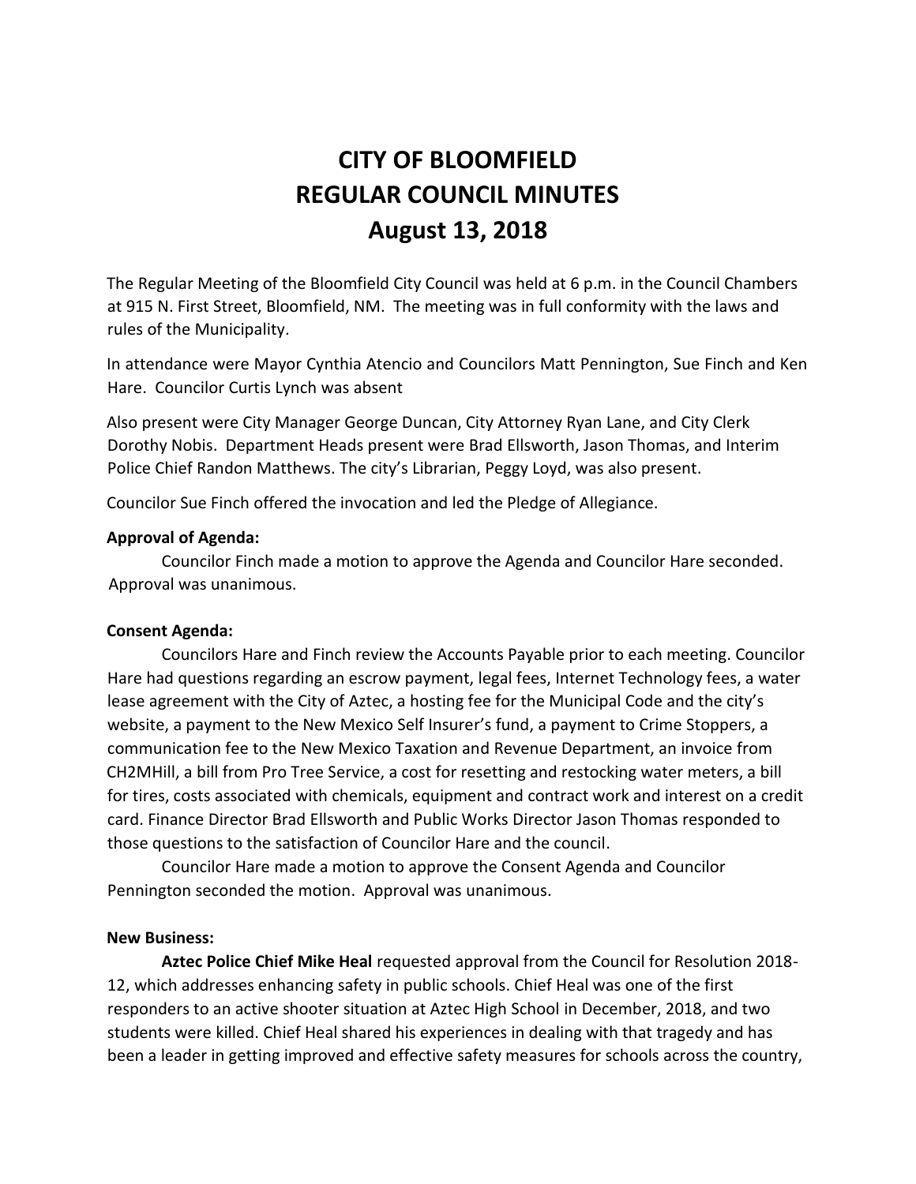# CITY OF BLOOMFIELD
# REGULAR COUNCIL MINUTES
# August 13, 2018

The Regular Meeting of the Bloomfield City Council was held at 6 p.m. in the Council Chambers at 915 N. First Street, Bloomfield, NM. The meeting was in full conformity with the laws and rules of the Municipality.

In attendance were Mayor Cynthia Atencio and Councilors Matt Pennington, Sue Finch and Ken Hare. Councilor Curtis Lynch was absent

Also present were City Manager George Duncan, City Attorney Ryan Lane, and City Clerk Dorothy Nobis. Department Heads present were Brad Ellsworth, Jason Thomas, and Interim Police Chief Randon Matthews. The city's Librarian, Peggy Loyd, was also present.

Councilor Sue Finch offered the invocation and led the Pledge of Allegiance.

**Approval of Agenda:**

Councilor Finch made a motion to approve the Agenda and Councilor Hare seconded. Approval was unanimous.

**Consent Agenda:**

Councilors Hare and Finch review the Accounts Payable prior to each meeting. Councilor Hare had questions regarding an escrow payment, legal fees, Internet Technology fees, a water lease agreement with the City of Aztec, a hosting fee for the Municipal Code and the city's website, a payment to the New Mexico Self Insurer's fund, a payment to Crime Stoppers, a communication fee to the New Mexico Taxation and Revenue Department, an invoice from CH2MHill, a bill from Pro Tree Service, a cost for resetting and restocking water meters, a bill for tires, costs associated with chemicals, equipment and contract work and interest on a credit card. Finance Director Brad Ellsworth and Public Works Director Jason Thomas responded to those questions to the satisfaction of Councilor Hare and the council.

Councilor Hare made a motion to approve the Consent Agenda and Councilor Pennington seconded the motion. Approval was unanimous.

**New Business:**

**Aztec Police Chief Mike Heal** requested approval from the Council for Resolution 2018-12, which addresses enhancing safety in public schools. Chief Heal was one of the first responders to an active shooter situation at Aztec High School in December, 2018, and two students were killed. Chief Heal shared his experiences in dealing with that tragedy and has been a leader in getting improved and effective safety measures for schools across the country,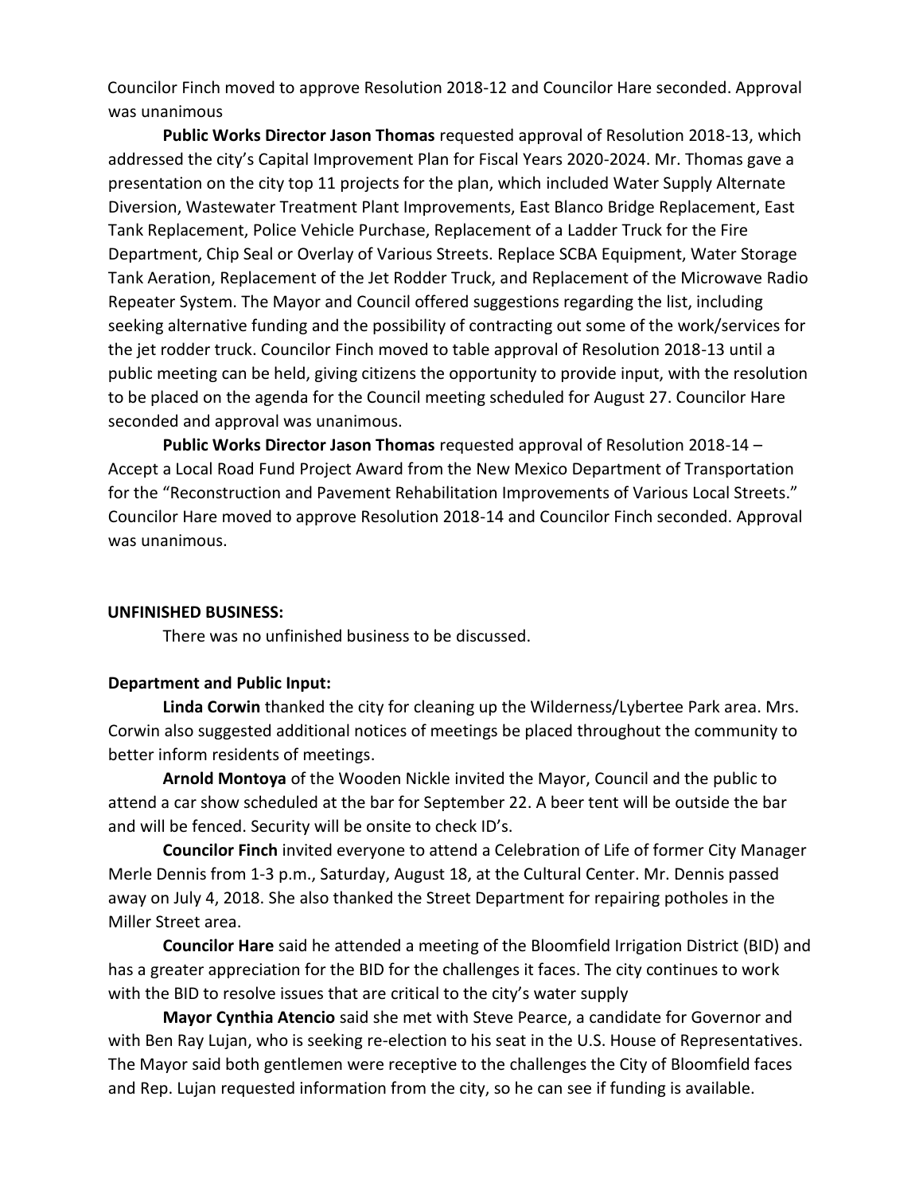Councilor Finch moved to approve Resolution 2018-12 and Councilor Hare seconded. Approval was unanimous

**Public Works Director Jason Thomas** requested approval of Resolution 2018-13, which addressed the city's Capital Improvement Plan for Fiscal Years 2020-2024. Mr. Thomas gave a presentation on the city top 11 projects for the plan, which included Water Supply Alternate Diversion, Wastewater Treatment Plant Improvements, East Blanco Bridge Replacement, East Tank Replacement, Police Vehicle Purchase, Replacement of a Ladder Truck for the Fire Department, Chip Seal or Overlay of Various Streets. Replace SCBA Equipment, Water Storage Tank Aeration, Replacement of the Jet Rodder Truck, and Replacement of the Microwave Radio Repeater System. The Mayor and Council offered suggestions regarding the list, including seeking alternative funding and the possibility of contracting out some of the work/services for the jet rodder truck. Councilor Finch moved to table approval of Resolution 2018-13 until a public meeting can be held, giving citizens the opportunity to provide input, with the resolution to be placed on the agenda for the Council meeting scheduled for August 27. Councilor Hare seconded and approval was unanimous.

**Public Works Director Jason Thomas** requested approval of Resolution 2018-14 – Accept a Local Road Fund Project Award from the New Mexico Department of Transportation for the "Reconstruction and Pavement Rehabilitation Improvements of Various Local Streets." Councilor Hare moved to approve Resolution 2018-14 and Councilor Finch seconded. Approval was unanimous.

**UNFINISHED BUSINESS:**

There was no unfinished business to be discussed.

**Department and Public Input:**

**Linda Corwin** thanked the city for cleaning up the Wilderness/Lybertee Park area. Mrs. Corwin also suggested additional notices of meetings be placed throughout the community to better inform residents of meetings.

**Arnold Montoya** of the Wooden Nickle invited the Mayor, Council and the public to attend a car show scheduled at the bar for September 22. A beer tent will be outside the bar and will be fenced. Security will be onsite to check ID's.

**Councilor Finch** invited everyone to attend a Celebration of Life of former City Manager Merle Dennis from 1-3 p.m., Saturday, August 18, at the Cultural Center. Mr. Dennis passed away on July 4, 2018. She also thanked the Street Department for repairing potholes in the Miller Street area.

**Councilor Hare** said he attended a meeting of the Bloomfield Irrigation District (BID) and has a greater appreciation for the BID for the challenges it faces. The city continues to work with the BID to resolve issues that are critical to the city's water supply

**Mayor Cynthia Atencio** said she met with Steve Pearce, a candidate for Governor and with Ben Ray Lujan, who is seeking re-election to his seat in the U.S. House of Representatives. The Mayor said both gentlemen were receptive to the challenges the City of Bloomfield faces and Rep. Lujan requested information from the city, so he can see if funding is available.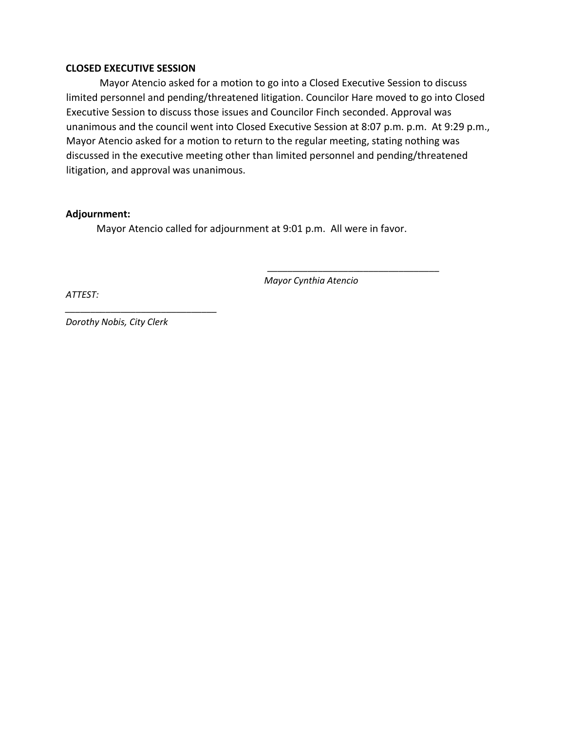**CLOSED EXECUTIVE SESSION**

Mayor Atencio asked for a motion to go into a Closed Executive Session to discuss limited personnel and pending/threatened litigation. Councilor Hare moved to go into Closed Executive Session to discuss those issues and Councilor Finch seconded. Approval was unanimous and the council went into Closed Executive Session at 8:07 p.m. p.m. At 9:29 p.m., Mayor Atencio asked for a motion to return to the regular meeting, stating nothing was discussed in the executive meeting other than limited personnel and pending/threatened litigation, and approval was unanimous.

**Adjournment:**

Mayor Atencio called for adjournment at 9:01 p.m. All were in favor.

_________________________________

*Mayor Cynthia Atencio*

*ATTEST:*

_____________________________

*Dorothy Nobis, City Clerk*